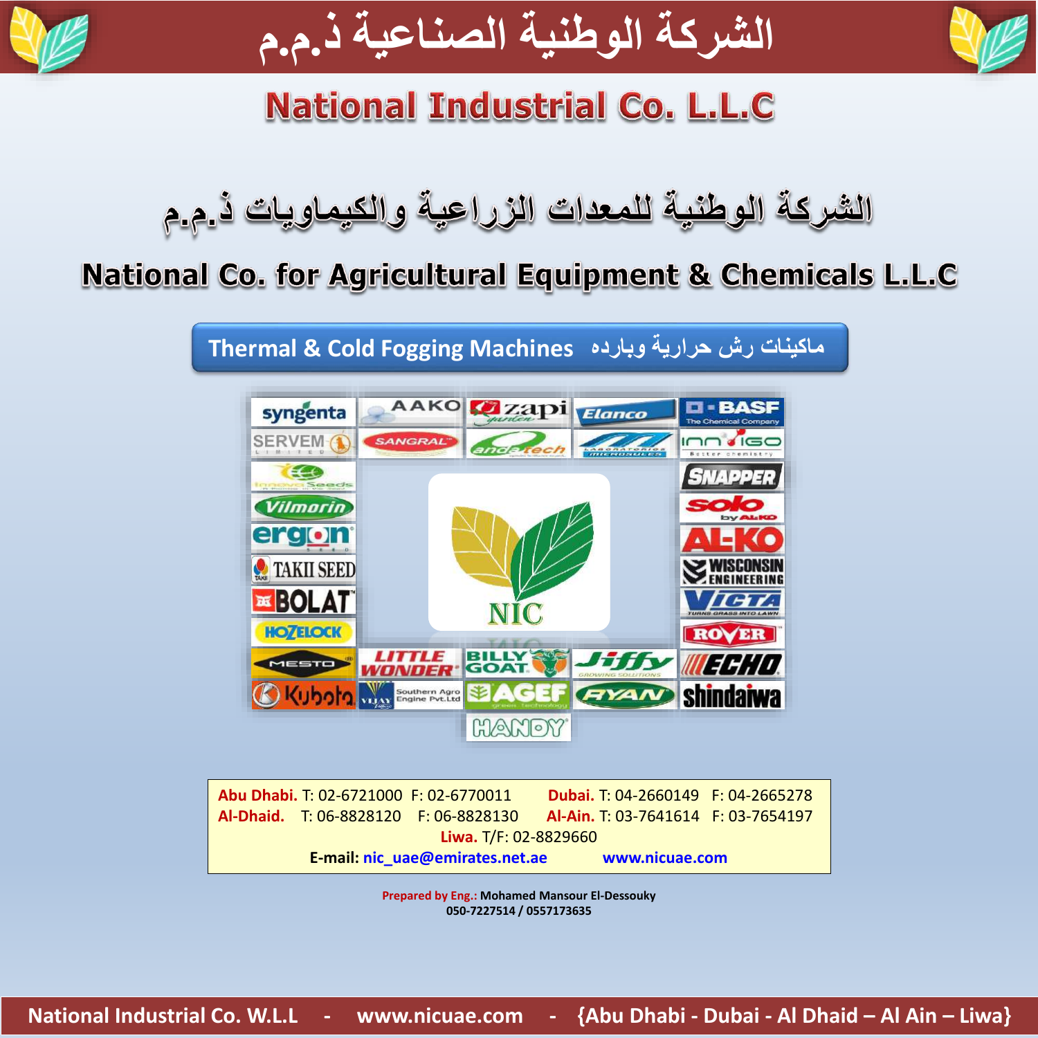# الشركة الوطنية الصناعية ذ.م.م

## National Industrial Co. L.L.C

## الشركة الوطنية للمعدات الزراعية والكيماويات ذ.م.م

## National Co. for Agricultural Equipment & Chemicals L.L.C

### Thermal & Cold Fogging Machines ماكينات رش حرارية وبارده

**Abu Dhabi.** T: 02-6721000 F: 02-6770011 **Dubai.** T: 04-2660149 F: 04-2665278
**Al-Dhaid.** T: 06-8828120 F: 06-8828130 **Al-Ain.** T: 03-7641614 F: 03-7654197
**Liwa.** T/F: 02-8829660
**E-mail:** nic_uae@emirates.net.ae www.nicuae.com

**Prepared by Eng.:** Mohamed Mansour El-Dessouky
050-7227514 / 0557173635

National Industrial Co. W.L.L - www.nicuae.com - {Abu Dhabi - Dubai - Al Dhaid – Al Ain – Liwa}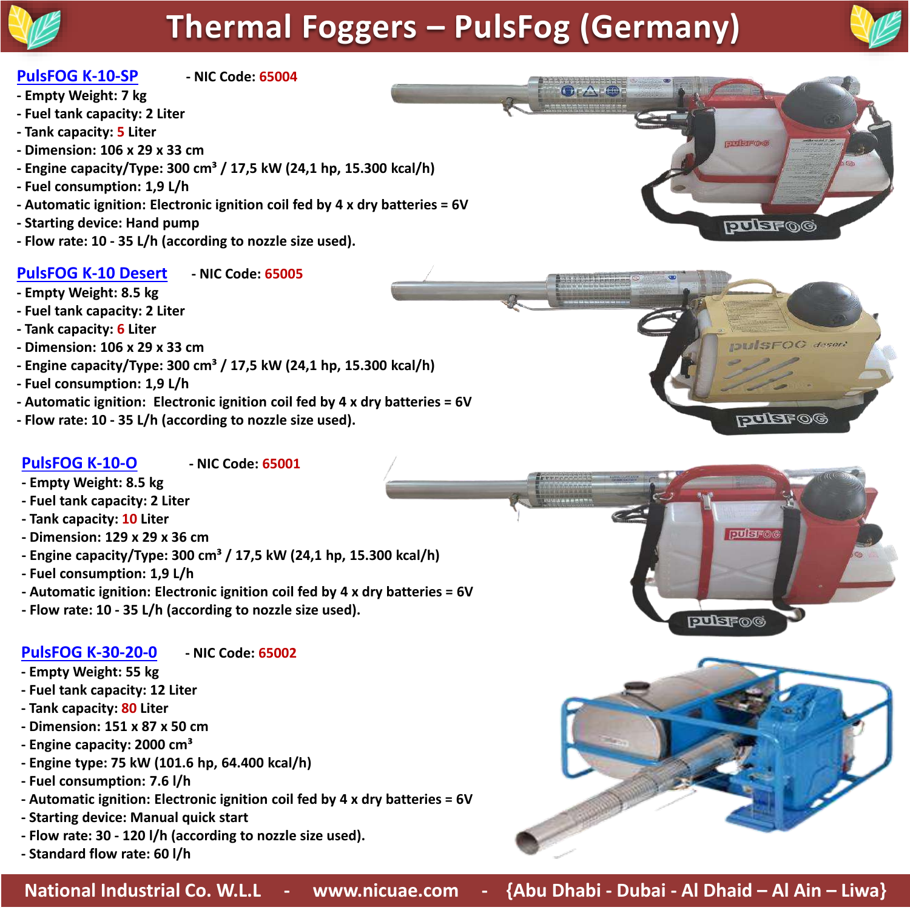# Thermal Foggers – PulsFog (Germany)

## PulsFOG K-10-SP - NIC Code: 65004

- Empty Weight: 7 kg
- Fuel tank capacity: 2 Liter
- Tank capacity: 5 Liter
- Dimension: 106 x 29 x 33 cm
- Engine capacity/Type: 300 cm³ / 17,5 kW (24,1 hp, 15.300 kcal/h)
- Fuel consumption: 1,9 L/h
- Automatic ignition: Electronic ignition coil fed by 4 x dry batteries = 6V
- Starting device: Hand pump
- Flow rate: 10 - 35 L/h (according to nozzle size used).

## PulsFOG K-10 Desert - NIC Code: 65005

- Empty Weight: 8.5 kg
- Fuel tank capacity: 2 Liter
- Tank capacity: 6 Liter
- Dimension: 106 x 29 x 33 cm
- Engine capacity/Type: 300 cm³ / 17,5 kW (24,1 hp, 15.300 kcal/h)
- Fuel consumption: 1,9 L/h
- Automatic ignition: Electronic ignition coil fed by 4 x dry batteries = 6V
- Flow rate: 10 - 35 L/h (according to nozzle size used).

## PulsFOG K-10-O - NIC Code: 65001

- Empty Weight: 8.5 kg
- Fuel tank capacity: 2 Liter
- Tank capacity: 10 Liter
- Dimension: 129 x 29 x 36 cm
- Engine capacity/Type: 300 cm³ / 17,5 kW (24,1 hp, 15.300 kcal/h)
- Fuel consumption: 1,9 L/h
- Automatic ignition: Electronic ignition coil fed by 4 x dry batteries = 6V
- Flow rate: 10 - 35 L/h (according to nozzle size used).

## PulsFOG K-30-20-0 - NIC Code: 65002

- Empty Weight: 55 kg
- Fuel tank capacity: 12 Liter
- Tank capacity: 80 Liter
- Dimension: 151 x 87 x 50 cm
- Engine capacity: 2000 cm³
- Engine type: 75 kW (101.6 hp, 64.400 kcal/h)
- Fuel consumption: 7.6 l/h
- Automatic ignition: Electronic ignition coil fed by 4 x dry batteries = 6V
- Starting device: Manual quick start
- Flow rate: 30 - 120 l/h (according to nozzle size used).
- Standard flow rate: 60 l/h

National Industrial Co. W.L.L - www.nicuae.com - {Abu Dhabi - Dubai - Al Dhaid – Al Ain – Liwa}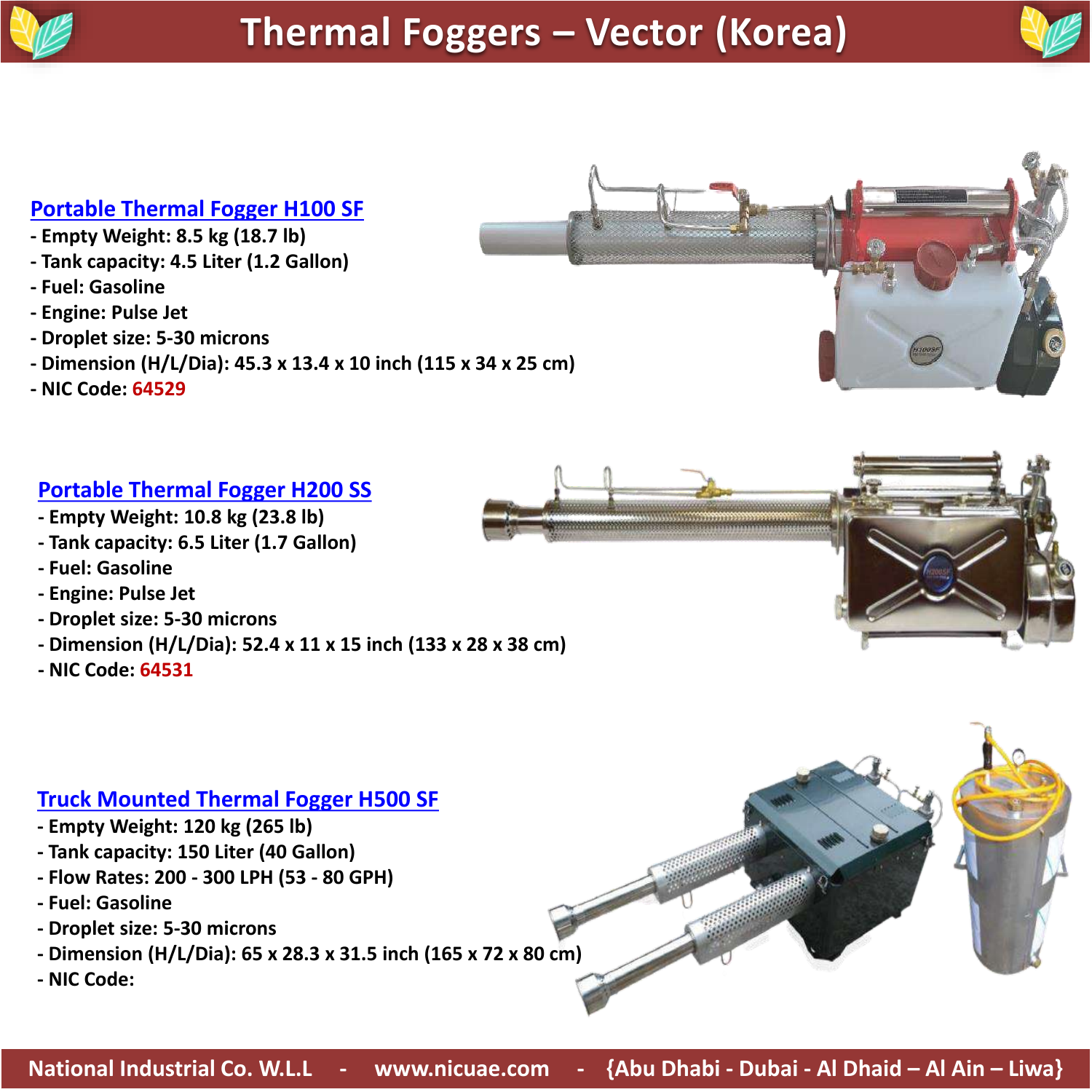# Thermal Foggers – Vector (Korea)

## Portable Thermal Fogger H100 SF

- Empty Weight: 8.5 kg (18.7 lb)
- Tank capacity: 4.5 Liter (1.2 Gallon)
- Fuel: Gasoline
- Engine: Pulse Jet
- Droplet size: 5-30 microns
- Dimension (H/L/Dia): 45.3 x 13.4 x 10 inch (115 x 34 x 25 cm)
- NIC Code: 64529

## Portable Thermal Fogger H200 SS

- Empty Weight: 10.8 kg (23.8 lb)
- Tank capacity: 6.5 Liter (1.7 Gallon)
- Fuel: Gasoline
- Engine: Pulse Jet
- Droplet size: 5-30 microns
- Dimension (H/L/Dia): 52.4 x 11 x 15 inch (133 x 28 x 38 cm)
- NIC Code: 64531

## Truck Mounted Thermal Fogger H500 SF

- Empty Weight: 120 kg (265 lb)
- Tank capacity: 150 Liter (40 Gallon)
- Flow Rates: 200 - 300 LPH (53 - 80 GPH)
- Fuel: Gasoline
- Droplet size: 5-30 microns
- Dimension (H/L/Dia): 65 x 28.3 x 31.5 inch (165 x 72 x 80 cm)
- NIC Code:

National Industrial Co. W.L.L - www.nicuae.com - {Abu Dhabi - Dubai - Al Dhaid – Al Ain – Liwa}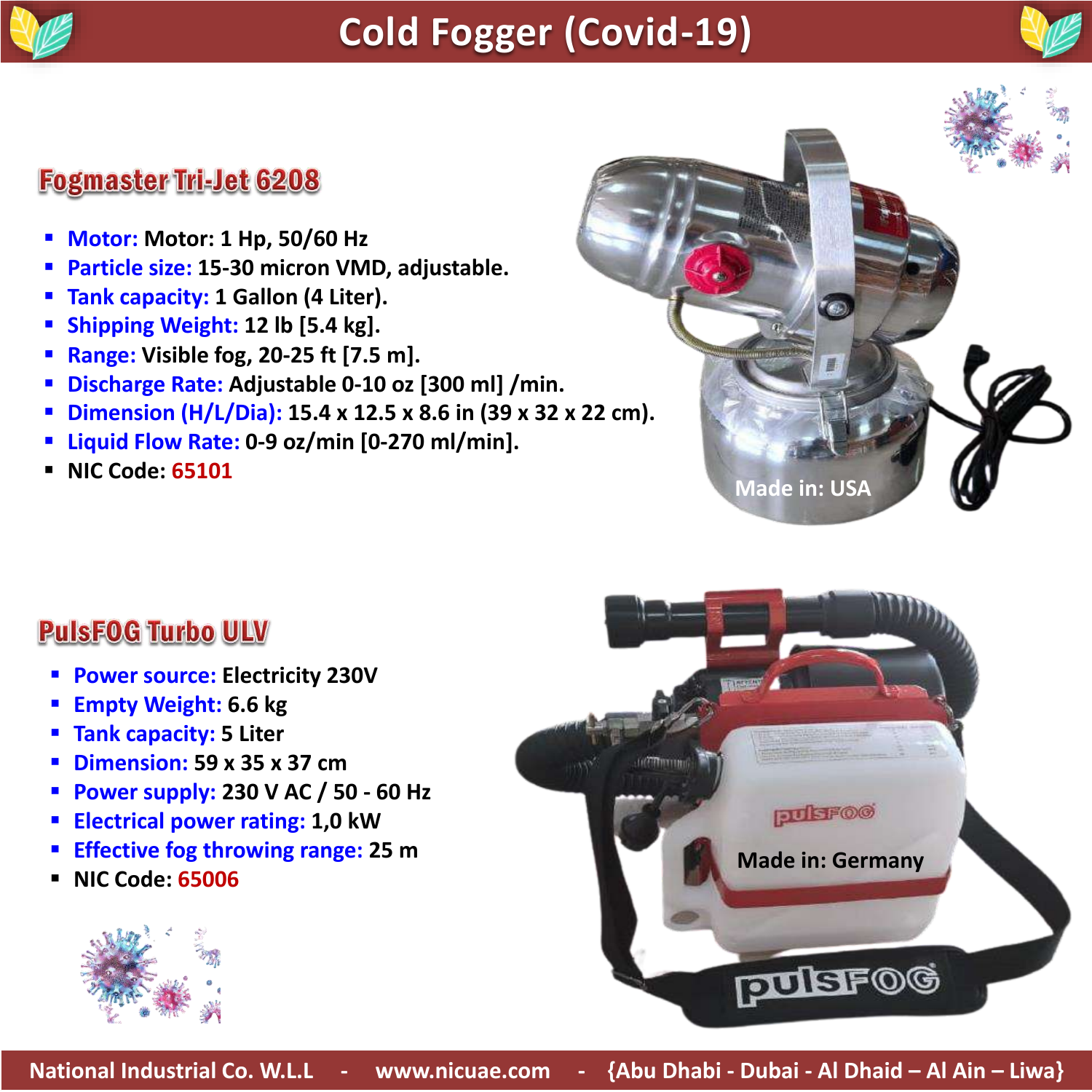# Cold Fogger (Covid-19)

## Fogmaster Tri-Jet 6208

- **Motor:** Motor: 1 Hp, 50/60 Hz
- **Particle size:** 15-30 micron VMD, adjustable.
- **Tank capacity:** 1 Gallon (4 Liter).
- **Shipping Weight:** 12 lb [5.4 kg].
- **Range:** Visible fog, 20-25 ft [7.5 m].
- **Discharge Rate:** Adjustable 0-10 oz [300 ml] /min.
- **Dimension (H/L/Dia):** 15.4 x 12.5 x 8.6 in (39 x 32 x 22 cm).
- **Liquid Flow Rate:** 0-9 oz/min [0-270 ml/min].
- NIC Code: 65101

Made in: USA

## PulsFOG Turbo ULV

- **Power source:** Electricity 230V
- **Empty Weight:** 6.6 kg
- **Tank capacity:** 5 Liter
- **Dimension:** 59 x 35 x 37 cm
- **Power supply:** 230 V AC / 50 - 60 Hz
- **Electrical power rating:** 1,0 kW
- **Effective fog throwing range:** 25 m
- NIC Code: 65006

Made in: Germany

National Industrial Co. W.L.L - www.nicuae.com - {Abu Dhabi - Dubai - Al Dhaid – Al Ain – Liwa}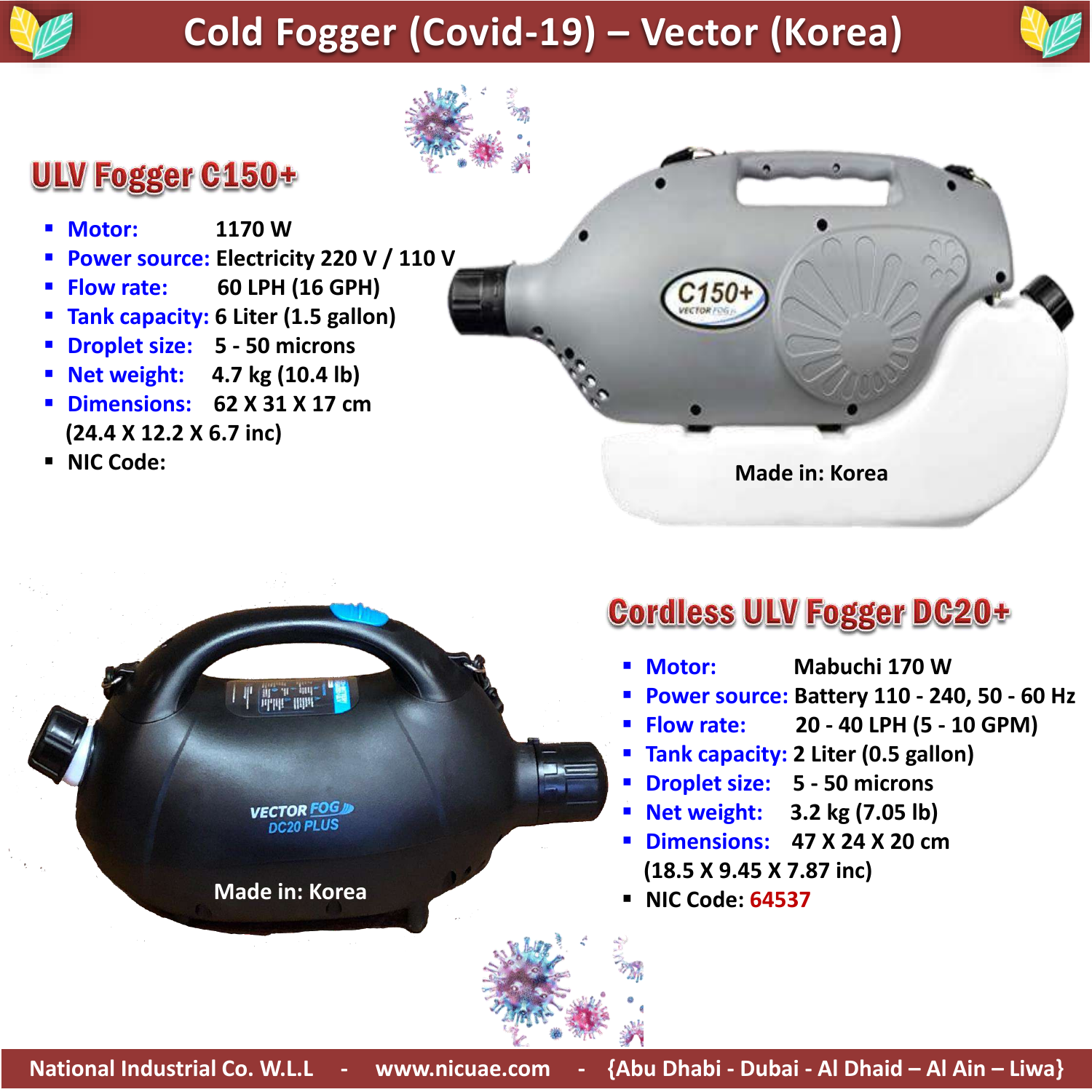# Cold Fogger (Covid-19) – Vector (Korea)

## ULV Fogger C150+

- **Motor:** 1170 W
- **Power source:** Electricity 220 V / 110 V
- **Flow rate:** 60 LPH (16 GPH)
- **Tank capacity:** 6 Liter (1.5 gallon)
- **Droplet size:** 5 - 50 microns
- **Net weight:** 4.7 kg (10.4 lb)
- **Dimensions:** 62 X 31 X 17 cm (24.4 X 12.2 X 6.7 inc)
- NIC Code:

Made in: Korea

Made in: Korea

## Cordless ULV Fogger DC20+

- **Motor:** Mabuchi 170 W
- **Power source:** Battery 110 - 240, 50 - 60 Hz
- **Flow rate:** 20 - 40 LPH (5 - 10 GPM)
- **Tank capacity:** 2 Liter (0.5 gallon)
- **Droplet size:** 5 - 50 microns
- **Net weight:** 3.2 kg (7.05 lb)
- **Dimensions:** 47 X 24 X 20 cm (18.5 X 9.45 X 7.87 inc)
- NIC Code: 64537

National Industrial Co. W.L.L - www.nicuae.com - {Abu Dhabi - Dubai - Al Dhaid – Al Ain – Liwa}